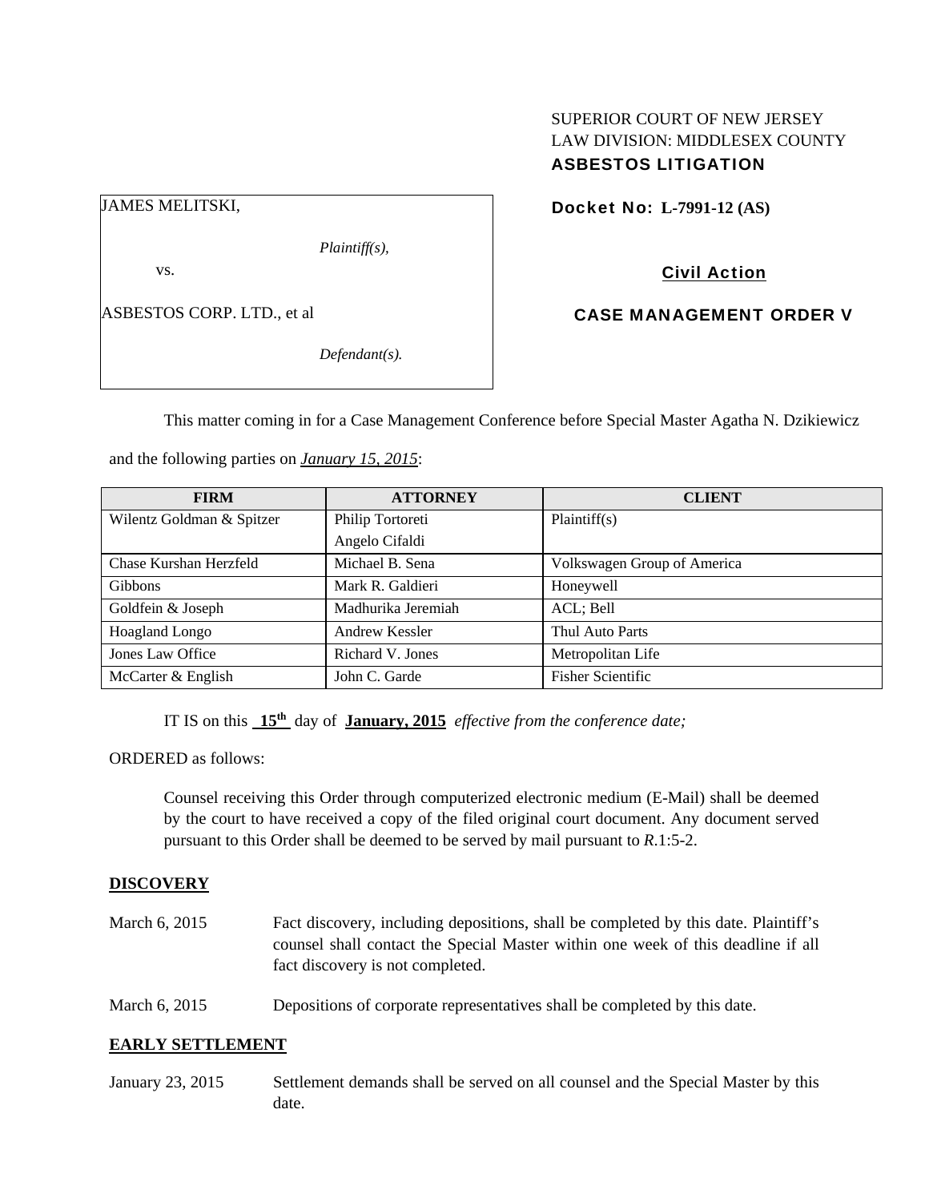SUPERIOR COURT OF NEW JERSEY
LAW DIVISION: MIDDLESEX COUNTY
**ASBESTOS LITIGATION**

JAMES MELITSKI,

*Plaintiff(s),*

vs.

ASBESTOS CORP. LTD., et al

*Defendant(s).*

**Docket No: L-7991-12 (AS)**

**Civil Action**

**CASE MANAGEMENT ORDER V**

This matter coming in for a Case Management Conference before Special Master Agatha N. Dzikiewicz and the following parties on ***January 15, 2015***:

| FIRM | ATTORNEY | CLIENT |
|---|---|---|
| Wilentz Goldman & Spitzer | Philip Tortoreti<br>Angelo Cifaldi | Plaintiff(s) |
| Chase Kurshan Herzfeld | Michael B. Sena | Volkswagen Group of America |
| Gibbons | Mark R. Galdieri | Honeywell |
| Goldfein & Joseph | Madhurika Jeremiah | ACL; Bell |
| Hoagland Longo | Andrew Kessler | Thul Auto Parts |
| Jones Law Office | Richard V. Jones | Metropolitan Life |
| McCarter & English | John C. Garde | Fisher Scientific |

IT IS on this **15th** day of **January, 2015** *effective from the conference date;*

ORDERED as follows:

Counsel receiving this Order through computerized electronic medium (E-Mail) shall be deemed by the court to have received a copy of the filed original court document. Any document served pursuant to this Order shall be deemed to be served by mail pursuant to *R*.1:5-2.

**DISCOVERY**

March 6, 2015 Fact discovery, including depositions, shall be completed by this date. Plaintiff's counsel shall contact the Special Master within one week of this deadline if all fact discovery is not completed.

March 6, 2015 Depositions of corporate representatives shall be completed by this date.

**EARLY SETTLEMENT**

January 23, 2015 Settlement demands shall be served on all counsel and the Special Master by this date.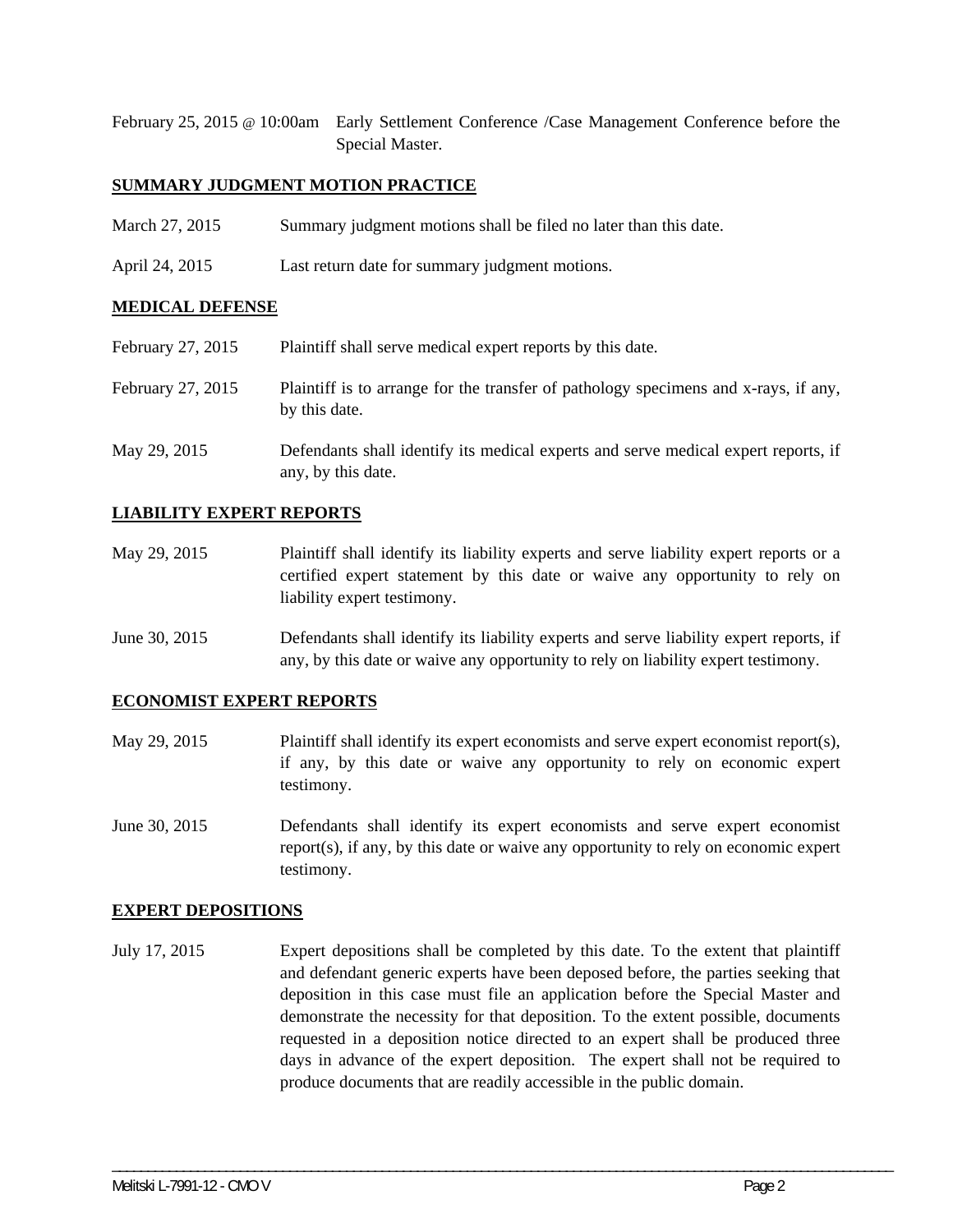February 25, 2015 @ 10:00am Early Settlement Conference /Case Management Conference before the Special Master.

## SUMMARY JUDGMENT MOTION PRACTICE

March 27, 2015 Summary judgment motions shall be filed no later than this date.

April 24, 2015 Last return date for summary judgment motions.

## MEDICAL DEFENSE

February 27, 2015 Plaintiff shall serve medical expert reports by this date.

February 27, 2015 Plaintiff is to arrange for the transfer of pathology specimens and x-rays, if any, by this date.

May 29, 2015 Defendants shall identify its medical experts and serve medical expert reports, if any, by this date.

## LIABILITY EXPERT REPORTS

May 29, 2015 Plaintiff shall identify its liability experts and serve liability expert reports or a certified expert statement by this date or waive any opportunity to rely on liability expert testimony.

June 30, 2015 Defendants shall identify its liability experts and serve liability expert reports, if any, by this date or waive any opportunity to rely on liability expert testimony.

## ECONOMIST EXPERT REPORTS

May 29, 2015 Plaintiff shall identify its expert economists and serve expert economist report(s), if any, by this date or waive any opportunity to rely on economic expert testimony.

June 30, 2015 Defendants shall identify its expert economists and serve expert economist report(s), if any, by this date or waive any opportunity to rely on economic expert testimony.

## EXPERT DEPOSITIONS

July 17, 2015 Expert depositions shall be completed by this date. To the extent that plaintiff and defendant generic experts have been deposed before, the parties seeking that deposition in this case must file an application before the Special Master and demonstrate the necessity for that deposition. To the extent possible, documents requested in a deposition notice directed to an expert shall be produced three days in advance of the expert deposition. The expert shall not be required to produce documents that are readily accessible in the public domain.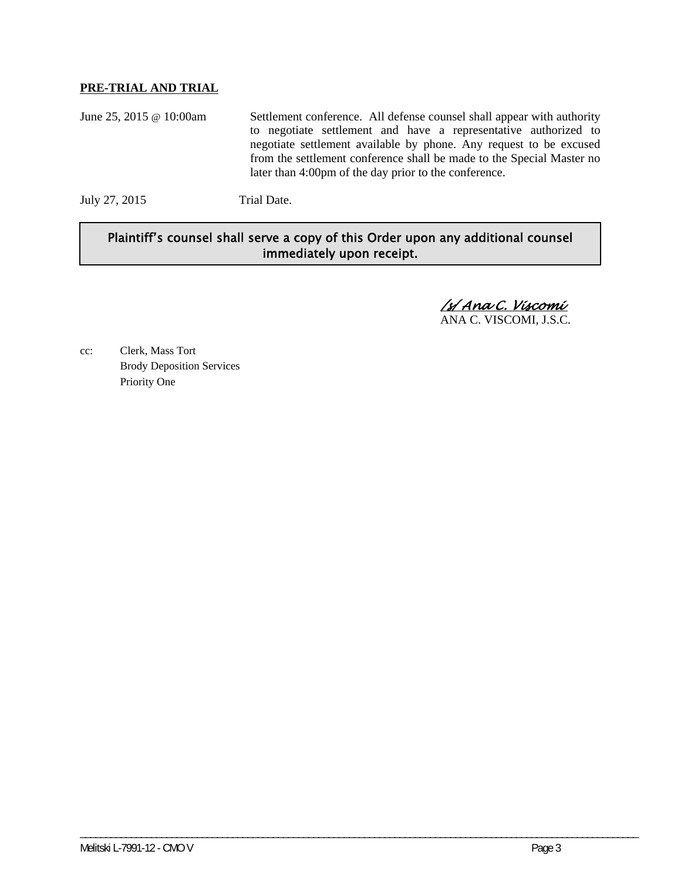**PRE-TRIAL AND TRIAL**

| | |
|---|---|
| June 25, 2015 @ 10:00am | Settlement conference. All defense counsel shall appear with authority to negotiate settlement and have a representative authorized to negotiate settlement available by phone. Any request to be excused from the settlement conference shall be made to the Special Master no later than 4:00pm of the day prior to the conference. |
| July 27, 2015 | Trial Date. |

**Plaintiff's counsel shall serve a copy of this Order upon any additional counsel immediately upon receipt.**

/s/ Ana C. Viscomi
ANA C. VISCOMI, J.S.C.

cc: Clerk, Mass Tort
Brody Deposition Services
Priority One